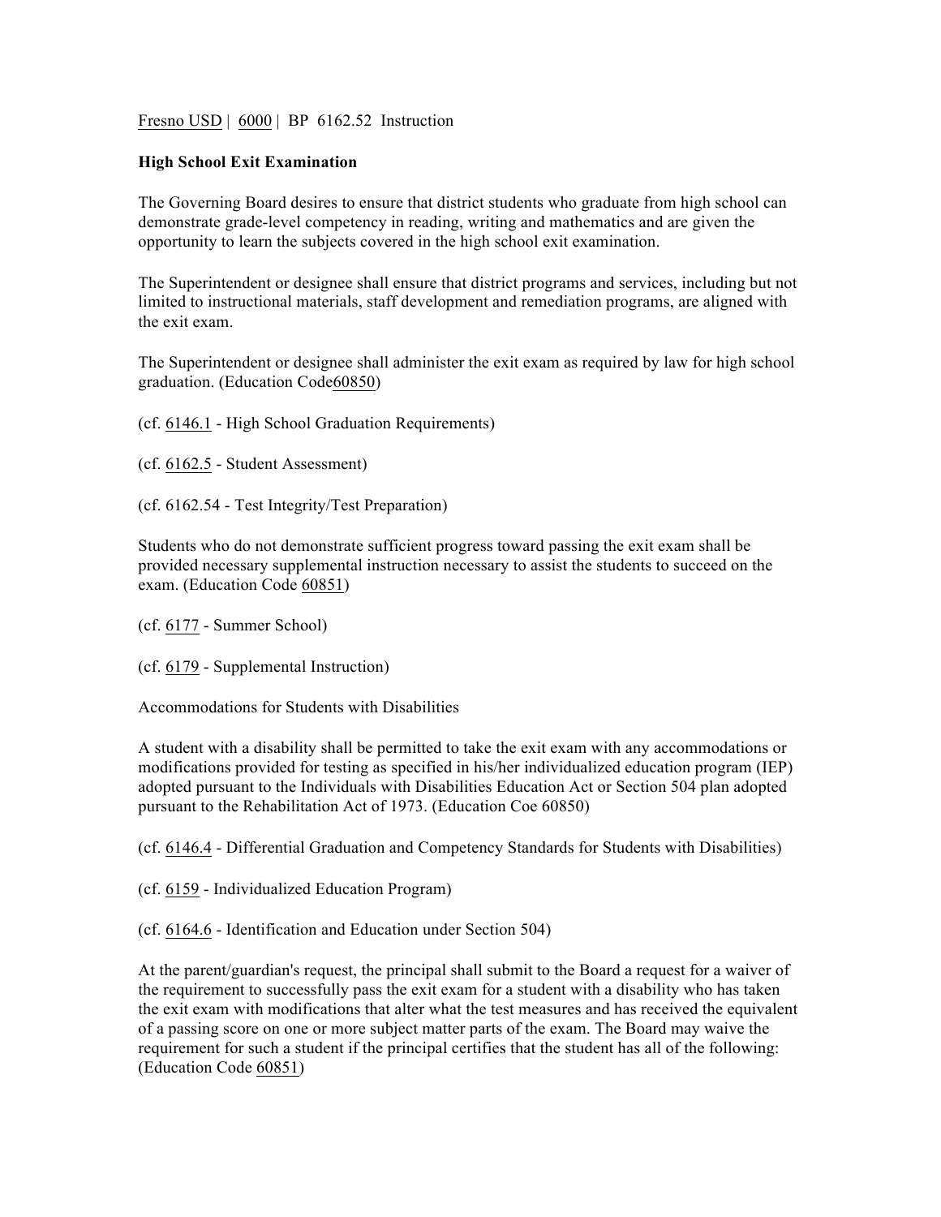Fresno USD | 6000 | BP 6162.52 Instruction

**High School Exit Examination**

The Governing Board desires to ensure that district students who graduate from high school can demonstrate grade-level competency in reading, writing and mathematics and are given the opportunity to learn the subjects covered in the high school exit examination.

The Superintendent or designee shall ensure that district programs and services, including but not limited to instructional materials, staff development and remediation programs, are aligned with the exit exam.

The Superintendent or designee shall administer the exit exam as required by law for high school graduation. (Education Code60850)

(cf. 6146.1 - High School Graduation Requirements)

(cf. 6162.5 - Student Assessment)

(cf. 6162.54 - Test Integrity/Test Preparation)

Students who do not demonstrate sufficient progress toward passing the exit exam shall be provided necessary supplemental instruction necessary to assist the students to succeed on the exam. (Education Code 60851)

(cf. 6177 - Summer School)

(cf. 6179 - Supplemental Instruction)

Accommodations for Students with Disabilities

A student with a disability shall be permitted to take the exit exam with any accommodations or modifications provided for testing as specified in his/her individualized education program (IEP) adopted pursuant to the Individuals with Disabilities Education Act or Section 504 plan adopted pursuant to the Rehabilitation Act of 1973. (Education Coe 60850)

(cf. 6146.4 - Differential Graduation and Competency Standards for Students with Disabilities)

(cf. 6159 - Individualized Education Program)

(cf. 6164.6 - Identification and Education under Section 504)

At the parent/guardian's request, the principal shall submit to the Board a request for a waiver of the requirement to successfully pass the exit exam for a student with a disability who has taken the exit exam with modifications that alter what the test measures and has received the equivalent of a passing score on one or more subject matter parts of the exam. The Board may waive the requirement for such a student if the principal certifies that the student has all of the following: (Education Code 60851)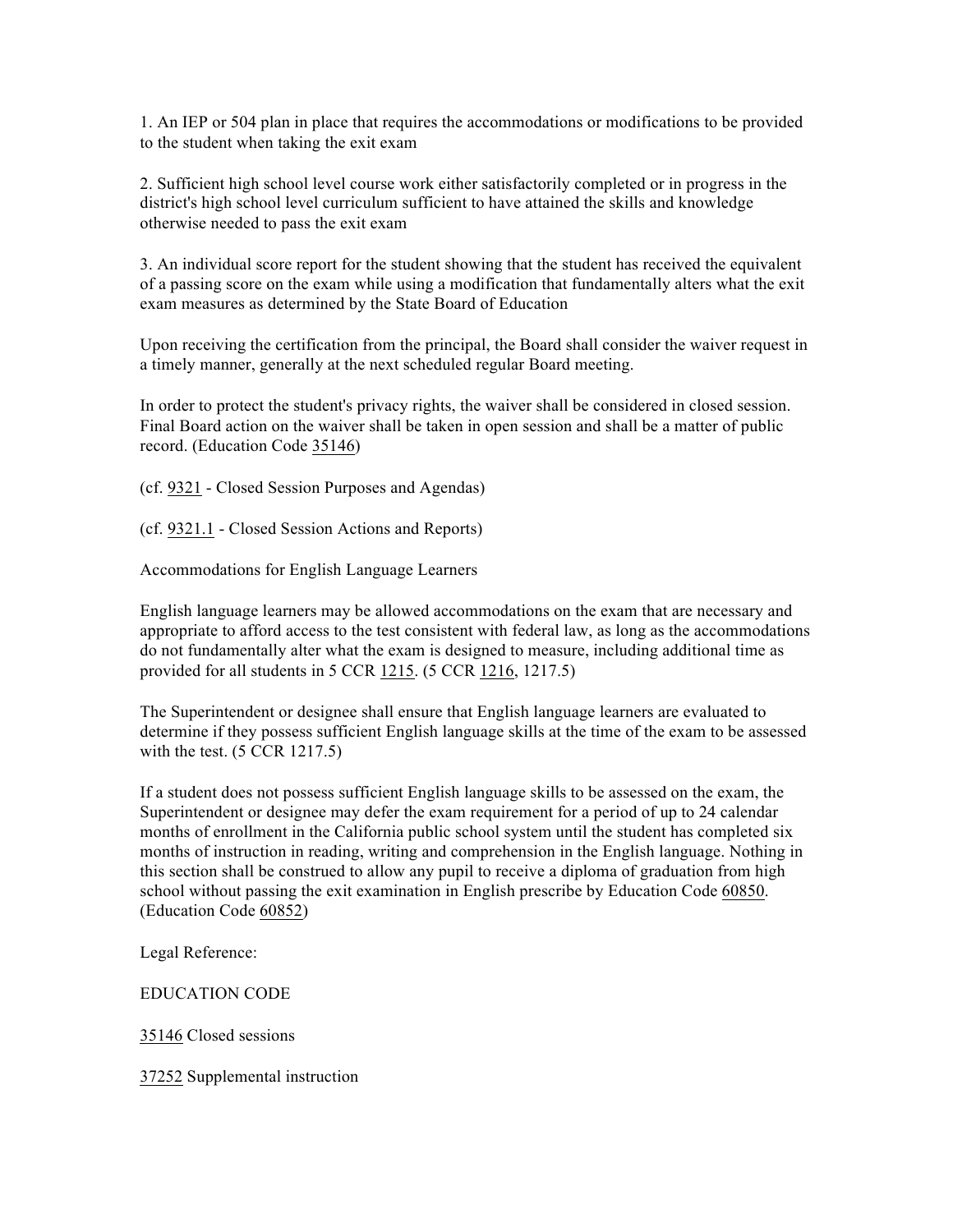1. An IEP or 504 plan in place that requires the accommodations or modifications to be provided to the student when taking the exit exam

2. Sufficient high school level course work either satisfactorily completed or in progress in the district's high school level curriculum sufficient to have attained the skills and knowledge otherwise needed to pass the exit exam

3. An individual score report for the student showing that the student has received the equivalent of a passing score on the exam while using a modification that fundamentally alters what the exit exam measures as determined by the State Board of Education

Upon receiving the certification from the principal, the Board shall consider the waiver request in a timely manner, generally at the next scheduled regular Board meeting.

In order to protect the student's privacy rights, the waiver shall be considered in closed session. Final Board action on the waiver shall be taken in open session and shall be a matter of public record. (Education Code 35146)

(cf. 9321 - Closed Session Purposes and Agendas)

(cf. 9321.1 - Closed Session Actions and Reports)

Accommodations for English Language Learners

English language learners may be allowed accommodations on the exam that are necessary and appropriate to afford access to the test consistent with federal law, as long as the accommodations do not fundamentally alter what the exam is designed to measure, including additional time as provided for all students in 5 CCR 1215. (5 CCR 1216, 1217.5)

The Superintendent or designee shall ensure that English language learners are evaluated to determine if they possess sufficient English language skills at the time of the exam to be assessed with the test. (5 CCR 1217.5)

If a student does not possess sufficient English language skills to be assessed on the exam, the Superintendent or designee may defer the exam requirement for a period of up to 24 calendar months of enrollment in the California public school system until the student has completed six months of instruction in reading, writing and comprehension in the English language. Nothing in this section shall be construed to allow any pupil to receive a diploma of graduation from high school without passing the exit examination in English prescribe by Education Code 60850. (Education Code 60852)

Legal Reference:

EDUCATION CODE

35146 Closed sessions

37252 Supplemental instruction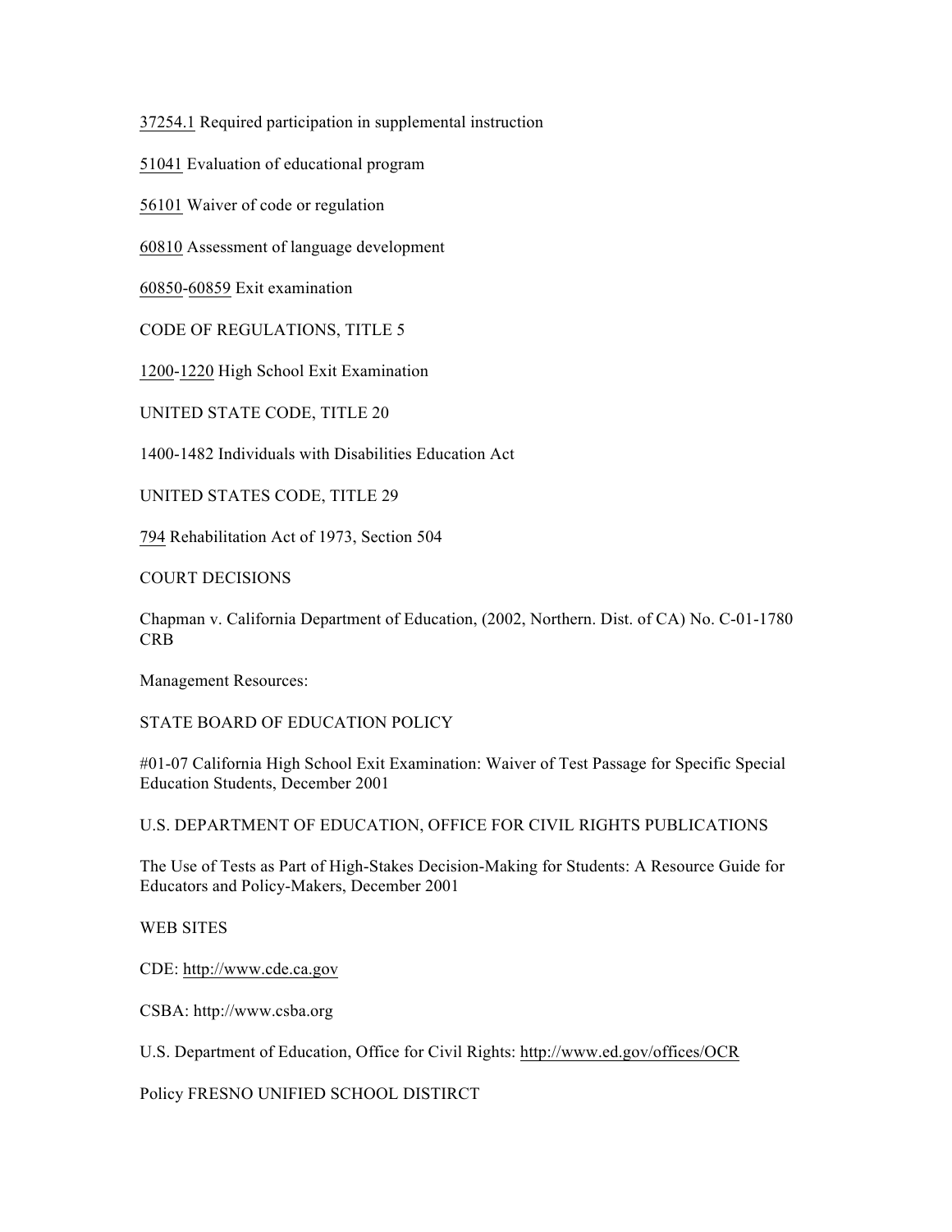37254.1 Required participation in supplemental instruction

51041 Evaluation of educational program

56101 Waiver of code or regulation

60810 Assessment of language development

60850-60859 Exit examination

CODE OF REGULATIONS, TITLE 5

1200-1220 High School Exit Examination

UNITED STATE CODE, TITLE 20

1400-1482 Individuals with Disabilities Education Act

UNITED STATES CODE, TITLE 29

794 Rehabilitation Act of 1973, Section 504

COURT DECISIONS

Chapman v. California Department of Education, (2002, Northern. Dist. of CA) No. C-01-1780 CRB

Management Resources:

STATE BOARD OF EDUCATION POLICY

#01-07 California High School Exit Examination: Waiver of Test Passage for Specific Special Education Students, December 2001

U.S. DEPARTMENT OF EDUCATION, OFFICE FOR CIVIL RIGHTS PUBLICATIONS

The Use of Tests as Part of High-Stakes Decision-Making for Students: A Resource Guide for Educators and Policy-Makers, December 2001

WEB SITES

CDE: http://www.cde.ca.gov

CSBA: http://www.csba.org

U.S. Department of Education, Office for Civil Rights: http://www.ed.gov/offices/OCR

Policy FRESNO UNIFIED SCHOOL DISTIRCT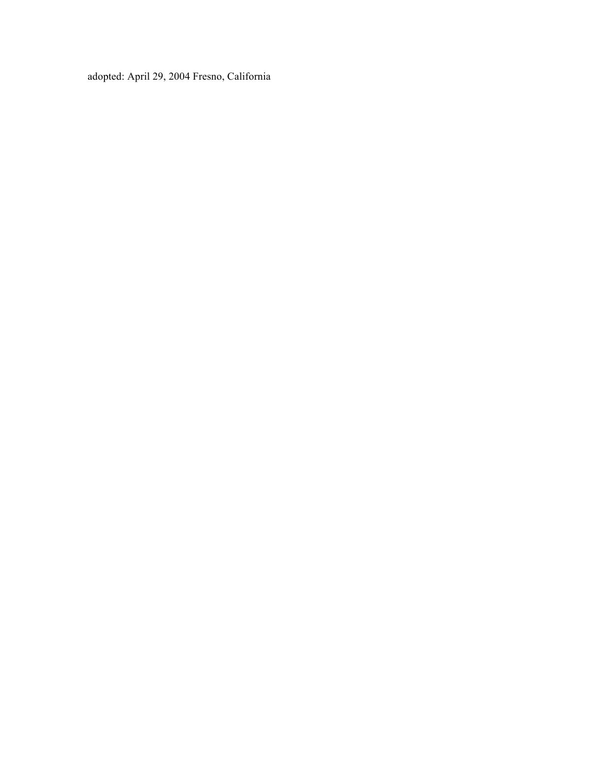adopted: April 29, 2004 Fresno, California